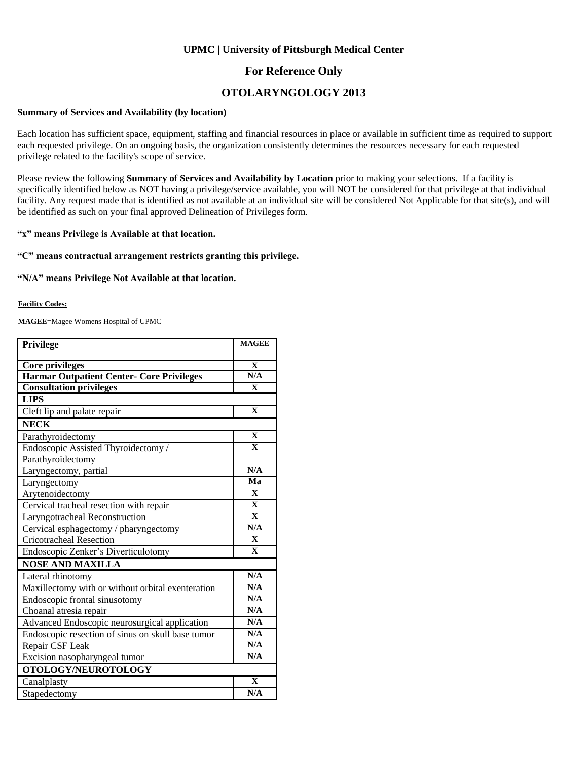**UPMC | University of Pittsburgh Medical Center**

## For Reference Only

# OTOLARYNGOLOGY 2013

**Summary of Services and Availability (by location)**

Each location has sufficient space, equipment, staffing and financial resources in place or available in sufficient time as required to support each requested privilege. On an ongoing basis, the organization consistently determines the resources necessary for each requested privilege related to the facility's scope of service.

Please review the following **Summary of Services and Availability by Location** prior to making your selections. If a facility is specifically identified below as NOT having a privilege/service available, you will NOT be considered for that privilege at that individual facility. Any request made that is identified as not available at an individual site will be considered Not Applicable for that site(s), and will be identified as such on your final approved Delineation of Privileges form.

**"x" means Privilege is Available at that location.**

**"C" means contractual arrangement restricts granting this privilege.**

**"N/A" means Privilege Not Available at that location.**

**Facility Codes:**

**MAGEE**=Magee Womens Hospital of UPMC

| Privilege | MAGEE |
|---|---|
| **Core privileges** | X |
| **Harmar Outpatient Center- Core Privileges** | N/A |
| **Consultation privileges** | X |
| **LIPS** | |
| Cleft lip and palate repair | X |
| **NECK** | |
| Parathyroidectomy | X |
| Endoscopic Assisted Thyroidectomy / Parathyroidectomy | X |
| Laryngectomy, partial | N/A |
| Laryngectomy | Ma |
| Arytenoidectomy | X |
| Cervical tracheal resection with repair | X |
| Laryngotracheal Reconstruction | X |
| Cervical esphagectomy / pharyngectomy | N/A |
| Cricotracheal Resection | X |
| Endoscopic Zenker's Diverticulotomy | X |
| **NOSE AND MAXILLA** | |
| Lateral rhinotomy | N/A |
| Maxillectomy with or without orbital exenteration | N/A |
| Endoscopic frontal sinusotomy | N/A |
| Choanal atresia repair | N/A |
| Advanced Endoscopic neurosurgical application | N/A |
| Endoscopic resection of sinus on skull base tumor | N/A |
| Repair CSF Leak | N/A |
| Excision nasopharyngeal tumor | N/A |
| **OTOLOGY/NEUROTOLOGY** | |
| Canalplasty | X |
| Stapedectomy | N/A |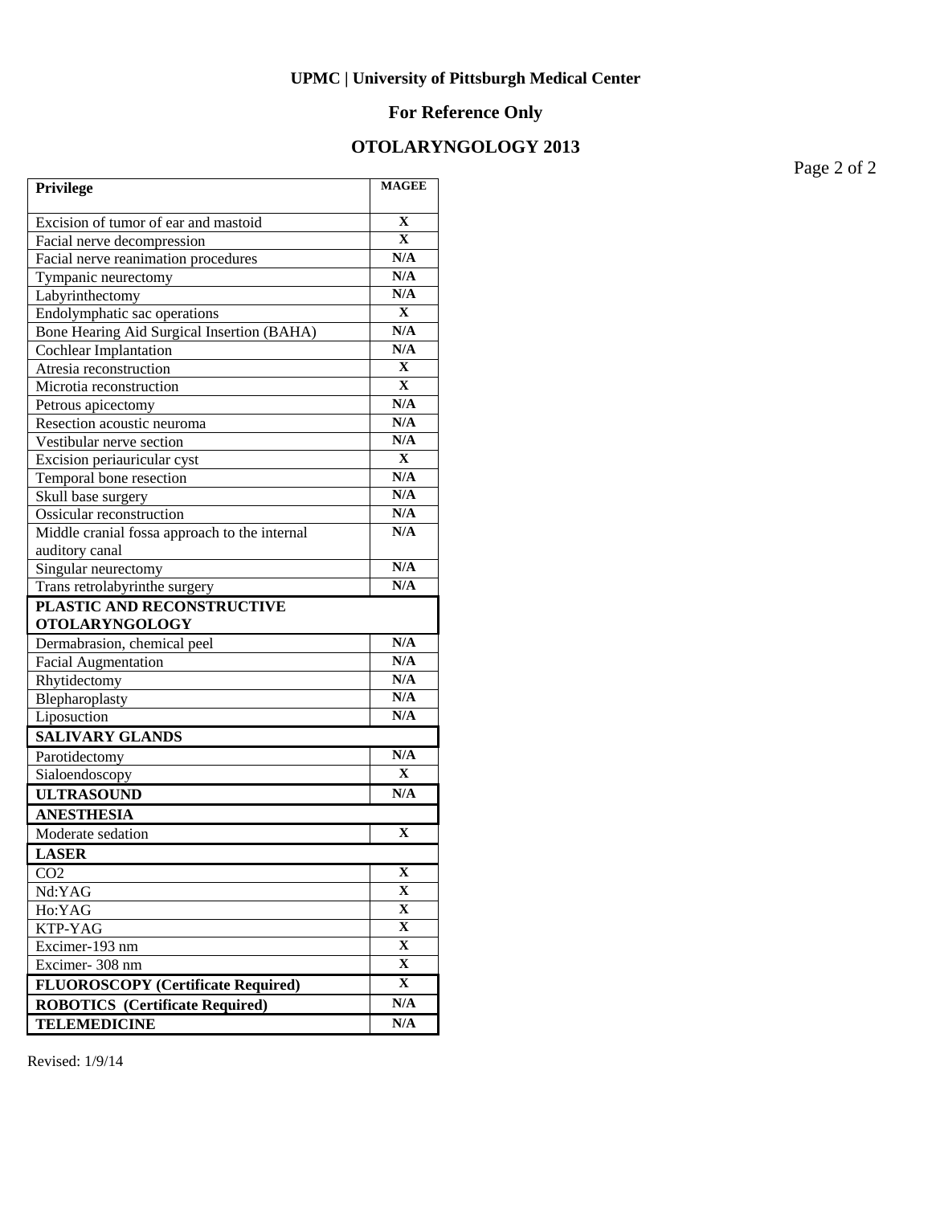**UPMC | University of Pittsburgh Medical Center**

## For Reference Only

## OTOLARYNGOLOGY 2013

| Privilege | MAGEE |
|---|---|
| Excision of tumor of ear and mastoid | X |
| Facial nerve decompression | X |
| Facial nerve reanimation procedures | N/A |
| Tympanic neurectomy | N/A |
| Labyrinthectomy | N/A |
| Endolymphatic sac operations | X |
| Bone Hearing Aid Surgical Insertion (BAHA) | N/A |
| Cochlear Implantation | N/A |
| Atresia reconstruction | X |
| Microtia reconstruction | X |
| Petrous apicectomy | N/A |
| Resection acoustic neuroma | N/A |
| Vestibular nerve section | N/A |
| Excision periauricular cyst | X |
| Temporal bone resection | N/A |
| Skull base surgery | N/A |
| Ossicular reconstruction | N/A |
| Middle cranial fossa approach to the internal auditory canal | N/A |
| Singular neurectomy | N/A |
| Trans retrolabyrinthe surgery | N/A |
| **PLASTIC AND RECONSTRUCTIVE OTOLARYNGOLOGY** | |
| Dermabrasion, chemical peel | N/A |
| Facial Augmentation | N/A |
| Rhytidectomy | N/A |
| Blepharoplasty | N/A |
| Liposuction | N/A |
| **SALIVARY GLANDS** | |
| Parotidectomy | N/A |
| Sialoendoscopy | X |
| **ULTRASOUND** | N/A |
| **ANESTHESIA** | |
| Moderate sedation | X |
| **LASER** | |
| $CO_2$ | X |
| Nd:YAG | X |
| Ho:YAG | X |
| KTP-YAG | X |
| Excimer-193 nm | X |
| Excimer- 308 nm | X |
| **FLUOROSCOPY (Certificate Required)** | X |
| **ROBOTICS (Certificate Required)** | N/A |
| **TELEMEDICINE** | N/A |

Revised: 1/9/14